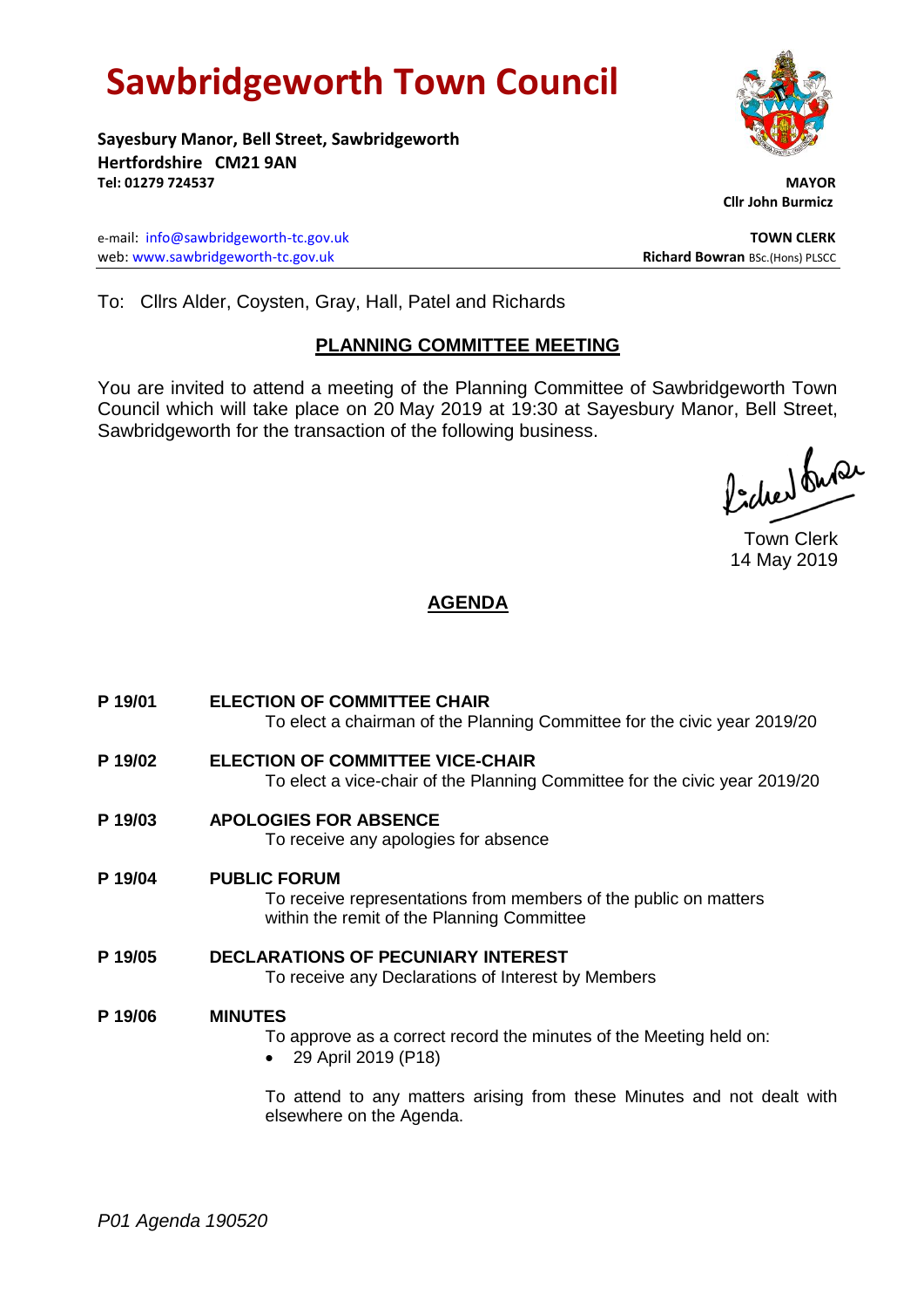# Sawbridgeworth Town Council

**Sayesbury Manor, Bell Street, Sawbridgeworth**
**Hertfordshire CM21 9AN**
**Tel: 01279 724537**

**MAYOR**
**Cllr John Burmicz**

e-mail: info@sawbridgeworth-tc.gov.uk
web: www.sawbridgeworth-tc.gov.uk

**TOWN CLERK**
**Richard Bowran** BSc.(Hons) PLSCC

To: Cllrs Alder, Coysten, Gray, Hall, Patel and Richards

## PLANNING COMMITTEE MEETING

You are invited to attend a meeting of the Planning Committee of Sawbridgeworth Town Council which will take place on 20 May 2019 at 19:30 at Sayesbury Manor, Bell Street, Sawbridgeworth for the transaction of the following business.

Town Clerk
14 May 2019

## AGENDA

**P 19/01 ELECTION OF COMMITTEE CHAIR**
To elect a chairman of the Planning Committee for the civic year 2019/20

**P 19/02 ELECTION OF COMMITTEE VICE-CHAIR**
To elect a vice-chair of the Planning Committee for the civic year 2019/20

**P 19/03 APOLOGIES FOR ABSENCE**
To receive any apologies for absence

**P 19/04 PUBLIC FORUM**
To receive representations from members of the public on matters within the remit of the Planning Committee

**P 19/05 DECLARATIONS OF PECUNIARY INTEREST**
To receive any Declarations of Interest by Members

**P 19/06 MINUTES**
To approve as a correct record the minutes of the Meeting held on:

- 29 April 2019 (P18)

To attend to any matters arising from these Minutes and not dealt with elsewhere on the Agenda.

*P01 Agenda 190520*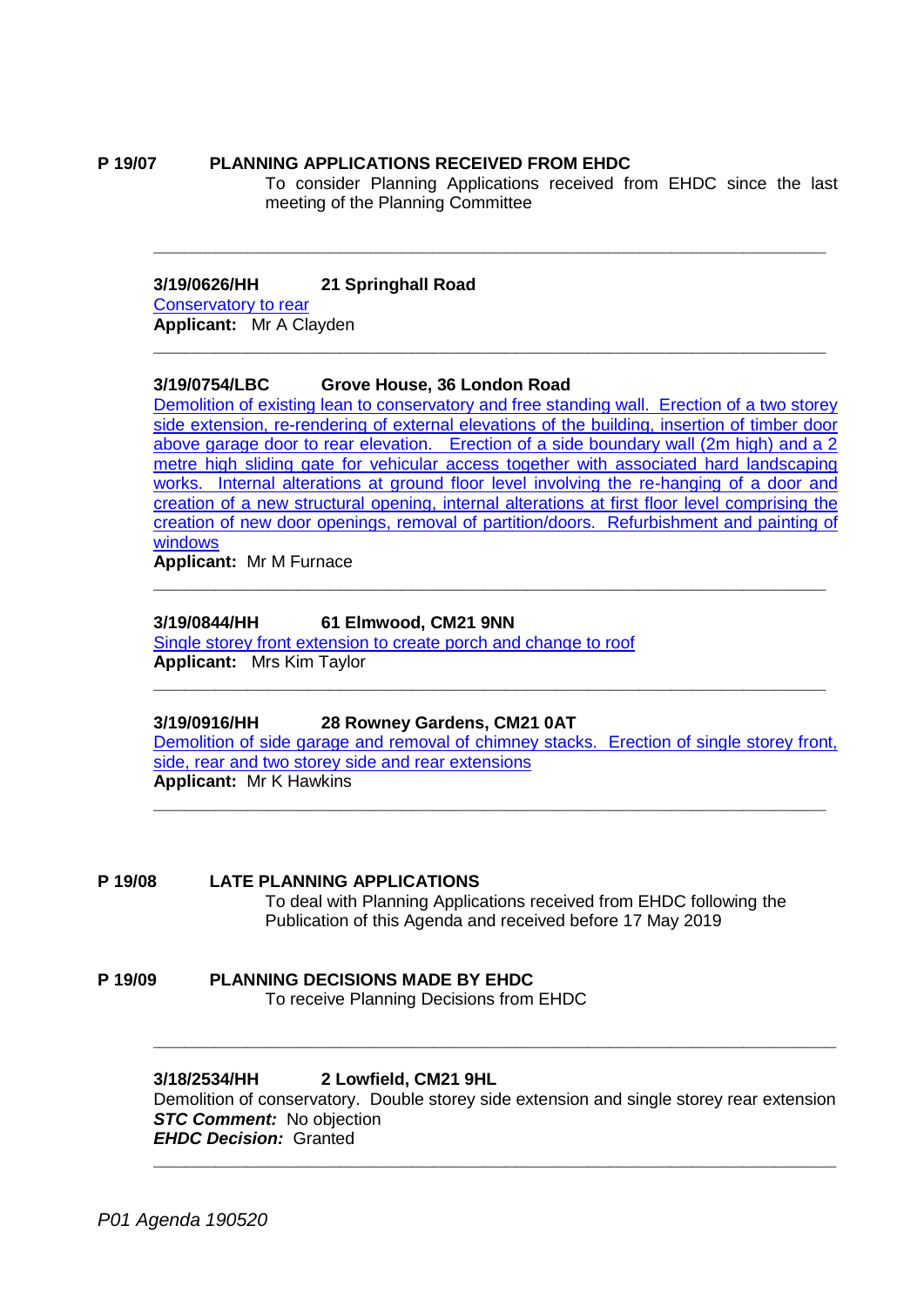**P 19/07 PLANNING APPLICATIONS RECEIVED FROM EHDC**

To consider Planning Applications received from EHDC since the last meeting of the Planning Committee

---

**3/19/0626/HH 21 Springhall Road**

Conservatory to rear

**Applicant:** Mr A Clayden

---

**3/19/0754/LBC Grove House, 36 London Road**

Demolition of existing lean to conservatory and free standing wall. Erection of a two storey side extension, re-rendering of external elevations of the building, insertion of timber door above garage door to rear elevation. Erection of a side boundary wall (2m high) and a 2 metre high sliding gate for vehicular access together with associated hard landscaping works. Internal alterations at ground floor level involving the re-hanging of a door and creation of a new structural opening, internal alterations at first floor level comprising the creation of new door openings, removal of partition/doors. Refurbishment and painting of windows

**Applicant:** Mr M Furnace

---

**3/19/0844/HH 61 Elmwood, CM21 9NN**

Single storey front extension to create porch and change to roof

**Applicant:** Mrs Kim Taylor

---

**3/19/0916/HH 28 Rowney Gardens, CM21 0AT**

Demolition of side garage and removal of chimney stacks. Erection of single storey front, side, rear and two storey side and rear extensions

**Applicant:** Mr K Hawkins

---

**P 19/08 LATE PLANNING APPLICATIONS**

To deal with Planning Applications received from EHDC following the Publication of this Agenda and received before 17 May 2019

**P 19/09 PLANNING DECISIONS MADE BY EHDC**

To receive Planning Decisions from EHDC

---

**3/18/2534/HH 2 Lowfield, CM21 9HL**

Demolition of conservatory. Double storey side extension and single storey rear extension

***STC Comment:*** No objection

***EHDC Decision:*** Granted

---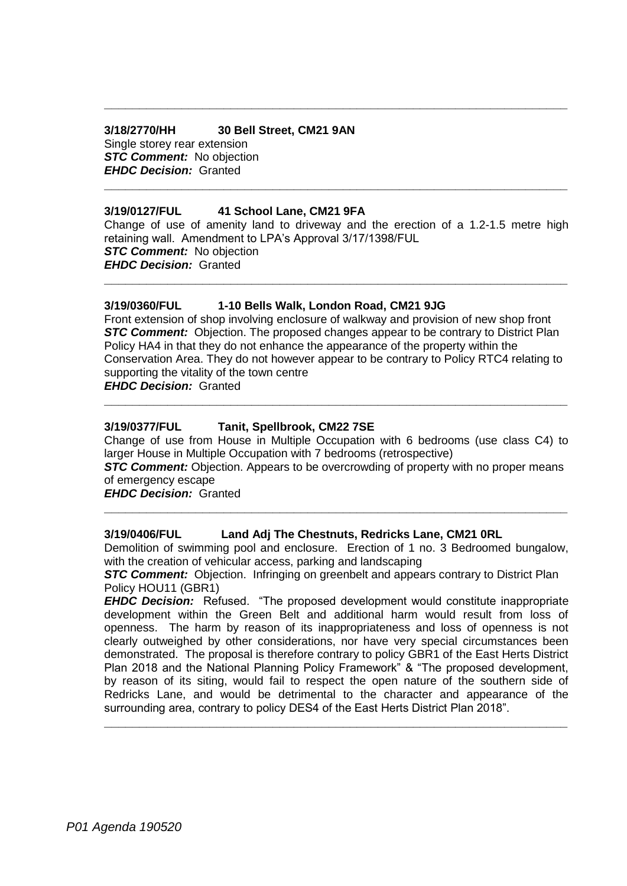---

**3/18/2770/HH 30 Bell Street, CM21 9AN**
Single storey rear extension
***STC Comment:*** No objection
***EHDC Decision:*** Granted

---

**3/19/0127/FUL 41 School Lane, CM21 9FA**
Change of use of amenity land to driveway and the erection of a 1.2-1.5 metre high retaining wall. Amendment to LPA's Approval 3/17/1398/FUL
***STC Comment:*** No objection
***EHDC Decision:*** Granted

---

**3/19/0360/FUL 1-10 Bells Walk, London Road, CM21 9JG**
Front extension of shop involving enclosure of walkway and provision of new shop front
***STC Comment:*** Objection. The proposed changes appear to be contrary to District Plan Policy HA4 in that they do not enhance the appearance of the property within the Conservation Area. They do not however appear to be contrary to Policy RTC4 relating to supporting the vitality of the town centre
***EHDC Decision:*** Granted

---

**3/19/0377/FUL Tanit, Spellbrook, CM22 7SE**
Change of use from House in Multiple Occupation with 6 bedrooms (use class C4) to larger House in Multiple Occupation with 7 bedrooms (retrospective)
***STC Comment:*** Objection. Appears to be overcrowding of property with no proper means of emergency escape
***EHDC Decision:*** Granted

---

**3/19/0406/FUL Land Adj The Chestnuts, Redricks Lane, CM21 0RL**
Demolition of swimming pool and enclosure. Erection of 1 no. 3 Bedroomed bungalow, with the creation of vehicular access, parking and landscaping
***STC Comment:*** Objection. Infringing on greenbelt and appears contrary to District Plan Policy HOU11 (GBR1)
***EHDC Decision:*** Refused. "The proposed development would constitute inappropriate development within the Green Belt and additional harm would result from loss of openness. The harm by reason of its inappropriateness and loss of openness is not clearly outweighed by other considerations, nor have very special circumstances been demonstrated. The proposal is therefore contrary to policy GBR1 of the East Herts District Plan 2018 and the National Planning Policy Framework" & "The proposed development, by reason of its siting, would fail to respect the open nature of the southern side of Redricks Lane, and would be detrimental to the character and appearance of the surrounding area, contrary to policy DES4 of the East Herts District Plan 2018".

---

*P01 Agenda 190520*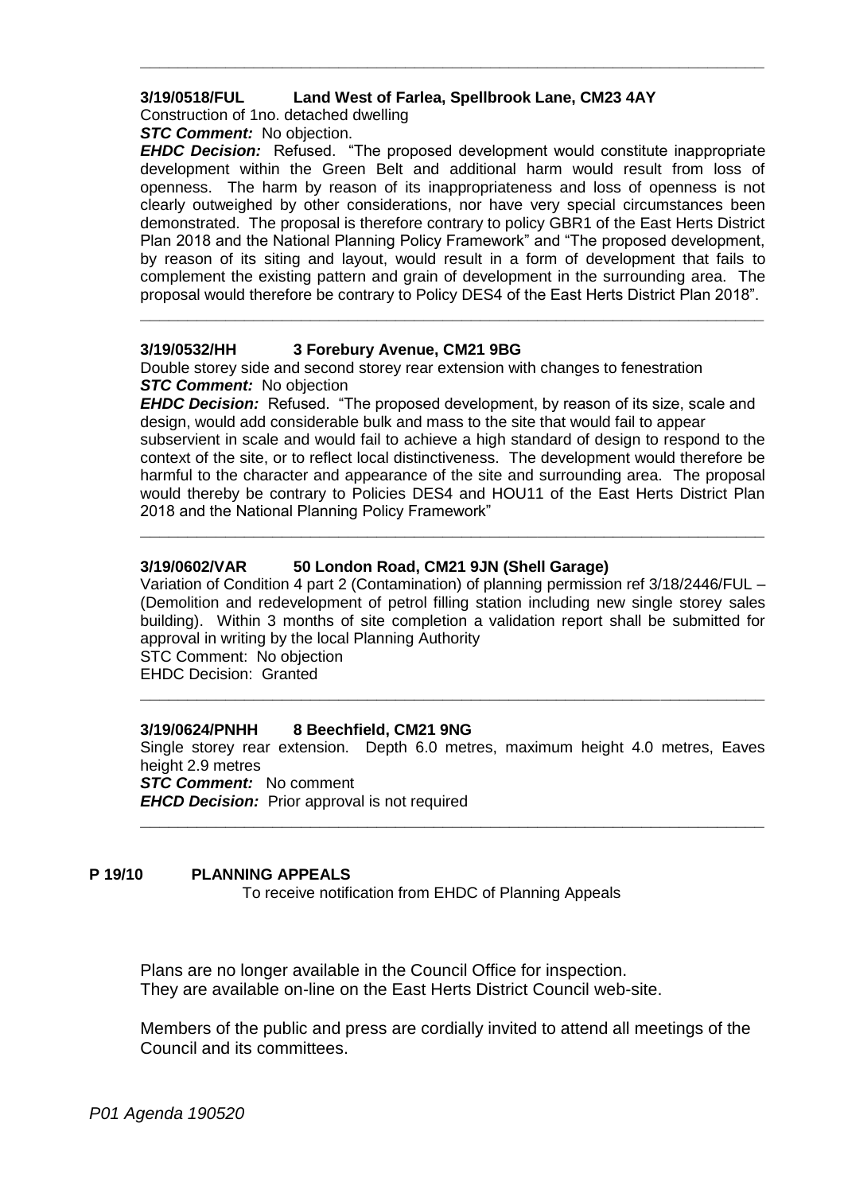---

**3/19/0518/FUL Land West of Farlea, Spellbrook Lane, CM23 4AY**

Construction of 1no. detached dwelling

***STC Comment:*** No objection.

***EHDC Decision:*** Refused. "The proposed development would constitute inappropriate development within the Green Belt and additional harm would result from loss of openness. The harm by reason of its inappropriateness and loss of openness is not clearly outweighed by other considerations, nor have very special circumstances been demonstrated. The proposal is therefore contrary to policy GBR1 of the East Herts District Plan 2018 and the National Planning Policy Framework" and "The proposed development, by reason of its siting and layout, would result in a form of development that fails to complement the existing pattern and grain of development in the surrounding area. The proposal would therefore be contrary to Policy DES4 of the East Herts District Plan 2018".

---

**3/19/0532/HH 3 Forebury Avenue, CM21 9BG**

Double storey side and second storey rear extension with changes to fenestration

***STC Comment:*** No objection

***EHDC Decision:*** Refused. "The proposed development, by reason of its size, scale and design, would add considerable bulk and mass to the site that would fail to appear subservient in scale and would fail to achieve a high standard of design to respond to the context of the site, or to reflect local distinctiveness. The development would therefore be harmful to the character and appearance of the site and surrounding area. The proposal would thereby be contrary to Policies DES4 and HOU11 of the East Herts District Plan 2018 and the National Planning Policy Framework"

---

**3/19/0602/VAR 50 London Road, CM21 9JN (Shell Garage)**

Variation of Condition 4 part 2 (Contamination) of planning permission ref 3/18/2446/FUL – (Demolition and redevelopment of petrol filling station including new single storey sales building). Within 3 months of site completion a validation report shall be submitted for approval in writing by the local Planning Authority

STC Comment: No objection

EHDC Decision: Granted

---

**3/19/0624/PNHH 8 Beechfield, CM21 9NG**

Single storey rear extension. Depth 6.0 metres, maximum height 4.0 metres, Eaves height 2.9 metres

***STC Comment:*** No comment

***EHCD Decision:*** Prior approval is not required

---

**P 19/10 PLANNING APPEALS**

To receive notification from EHDC of Planning Appeals

Plans are no longer available in the Council Office for inspection.
They are available on-line on the East Herts District Council web-site.

Members of the public and press are cordially invited to attend all meetings of the Council and its committees.

*P01 Agenda 190520*